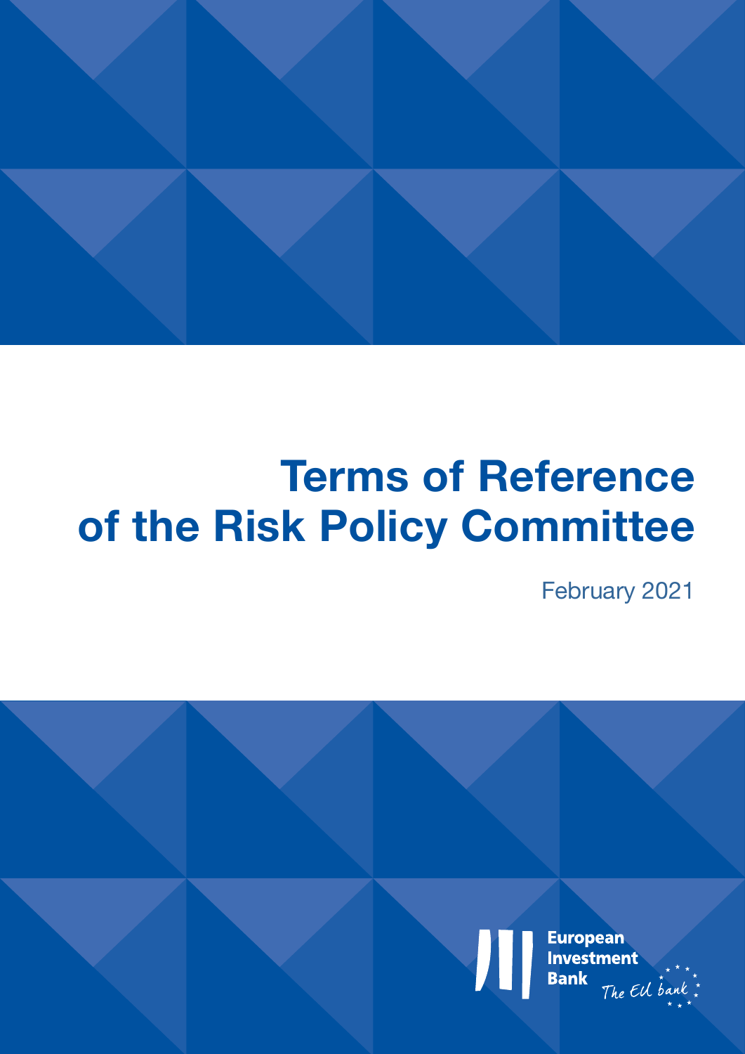# Terms of Reference of the Risk Policy Committee

February 2021

European Investment Bank

The EU bank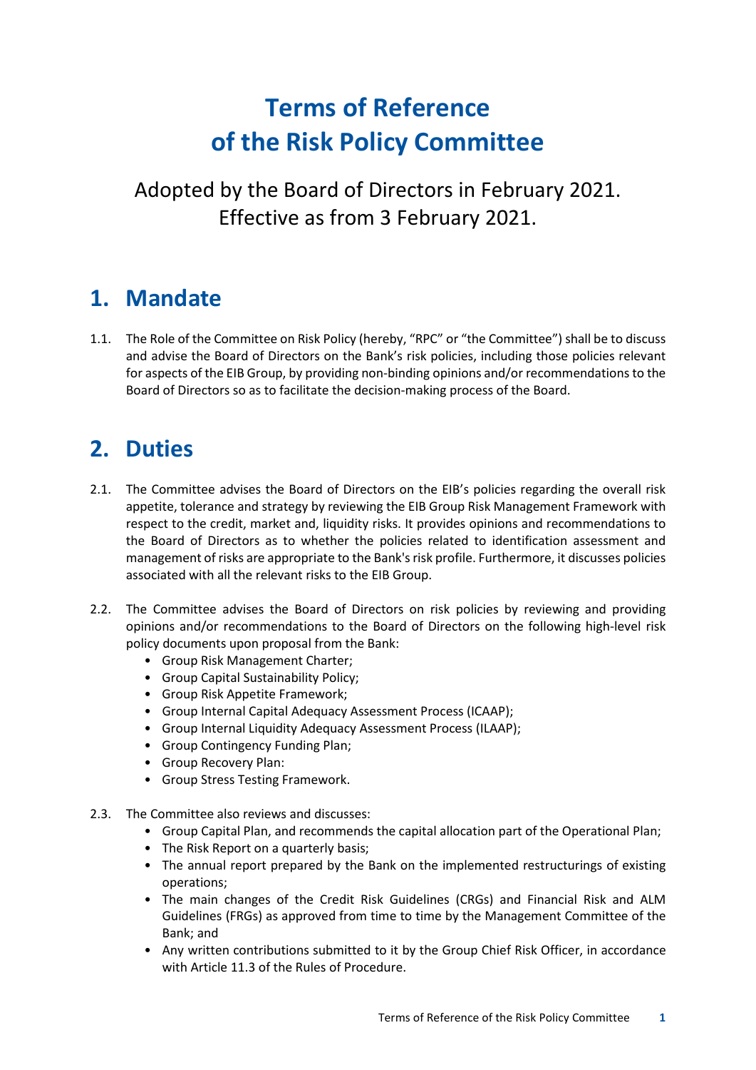# Terms of Reference of the Risk Policy Committee

Adopted by the Board of Directors in February 2021.
Effective as from 3 February 2021.

## 1. Mandate

1.1. The Role of the Committee on Risk Policy (hereby, "RPC" or "the Committee") shall be to discuss and advise the Board of Directors on the Bank's risk policies, including those policies relevant for aspects of the EIB Group, by providing non-binding opinions and/or recommendations to the Board of Directors so as to facilitate the decision-making process of the Board.

## 2. Duties

2.1. The Committee advises the Board of Directors on the EIB's policies regarding the overall risk appetite, tolerance and strategy by reviewing the EIB Group Risk Management Framework with respect to the credit, market and, liquidity risks. It provides opinions and recommendations to the Board of Directors as to whether the policies related to identification assessment and management of risks are appropriate to the Bank's risk profile. Furthermore, it discusses policies associated with all the relevant risks to the EIB Group.

2.2. The Committee advises the Board of Directors on risk policies by reviewing and providing opinions and/or recommendations to the Board of Directors on the following high-level risk policy documents upon proposal from the Bank:

- Group Risk Management Charter;
- Group Capital Sustainability Policy;
- Group Risk Appetite Framework;
- Group Internal Capital Adequacy Assessment Process (ICAAP);
- Group Internal Liquidity Adequacy Assessment Process (ILAAP);
- Group Contingency Funding Plan;
- Group Recovery Plan:
- Group Stress Testing Framework.

2.3. The Committee also reviews and discusses:

- Group Capital Plan, and recommends the capital allocation part of the Operational Plan;
- The Risk Report on a quarterly basis;
- The annual report prepared by the Bank on the implemented restructurings of existing operations;
- The main changes of the Credit Risk Guidelines (CRGs) and Financial Risk and ALM Guidelines (FRGs) as approved from time to time by the Management Committee of the Bank; and
- Any written contributions submitted to it by the Group Chief Risk Officer, in accordance with Article 11.3 of the Rules of Procedure.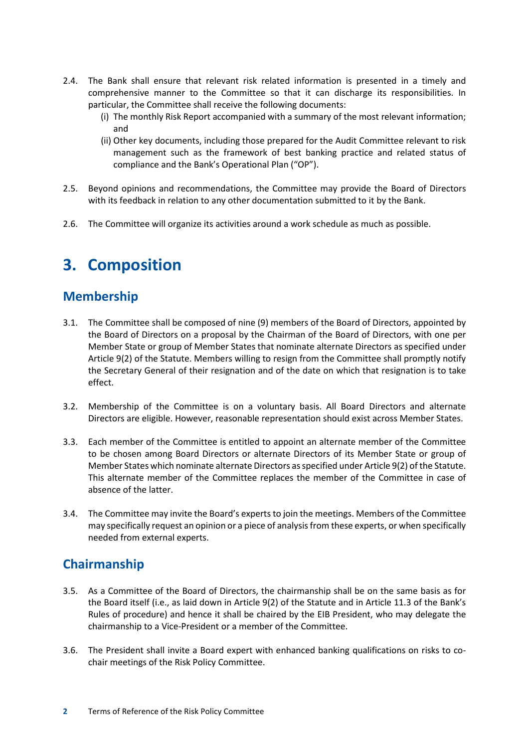2.4. The Bank shall ensure that relevant risk related information is presented in a timely and comprehensive manner to the Committee so that it can discharge its responsibilities. In particular, the Committee shall receive the following documents:

   (i) The monthly Risk Report accompanied with a summary of the most relevant information; and

   (ii) Other key documents, including those prepared for the Audit Committee relevant to risk management such as the framework of best banking practice and related status of compliance and the Bank's Operational Plan ("OP").

2.5. Beyond opinions and recommendations, the Committee may provide the Board of Directors with its feedback in relation to any other documentation submitted to it by the Bank.

2.6. The Committee will organize its activities around a work schedule as much as possible.

# 3. Composition

## Membership

3.1. The Committee shall be composed of nine (9) members of the Board of Directors, appointed by the Board of Directors on a proposal by the Chairman of the Board of Directors, with one per Member State or group of Member States that nominate alternate Directors as specified under Article 9(2) of the Statute. Members willing to resign from the Committee shall promptly notify the Secretary General of their resignation and of the date on which that resignation is to take effect.

3.2. Membership of the Committee is on a voluntary basis. All Board Directors and alternate Directors are eligible. However, reasonable representation should exist across Member States.

3.3. Each member of the Committee is entitled to appoint an alternate member of the Committee to be chosen among Board Directors or alternate Directors of its Member State or group of Member States which nominate alternate Directors as specified under Article 9(2) of the Statute. This alternate member of the Committee replaces the member of the Committee in case of absence of the latter.

3.4. The Committee may invite the Board's experts to join the meetings. Members of the Committee may specifically request an opinion or a piece of analysis from these experts, or when specifically needed from external experts.

## Chairmanship

3.5. As a Committee of the Board of Directors, the chairmanship shall be on the same basis as for the Board itself (i.e., as laid down in Article 9(2) of the Statute and in Article 11.3 of the Bank's Rules of procedure) and hence it shall be chaired by the EIB President, who may delegate the chairmanship to a Vice-President or a member of the Committee.

3.6. The President shall invite a Board expert with enhanced banking qualifications on risks to co-chair meetings of the Risk Policy Committee.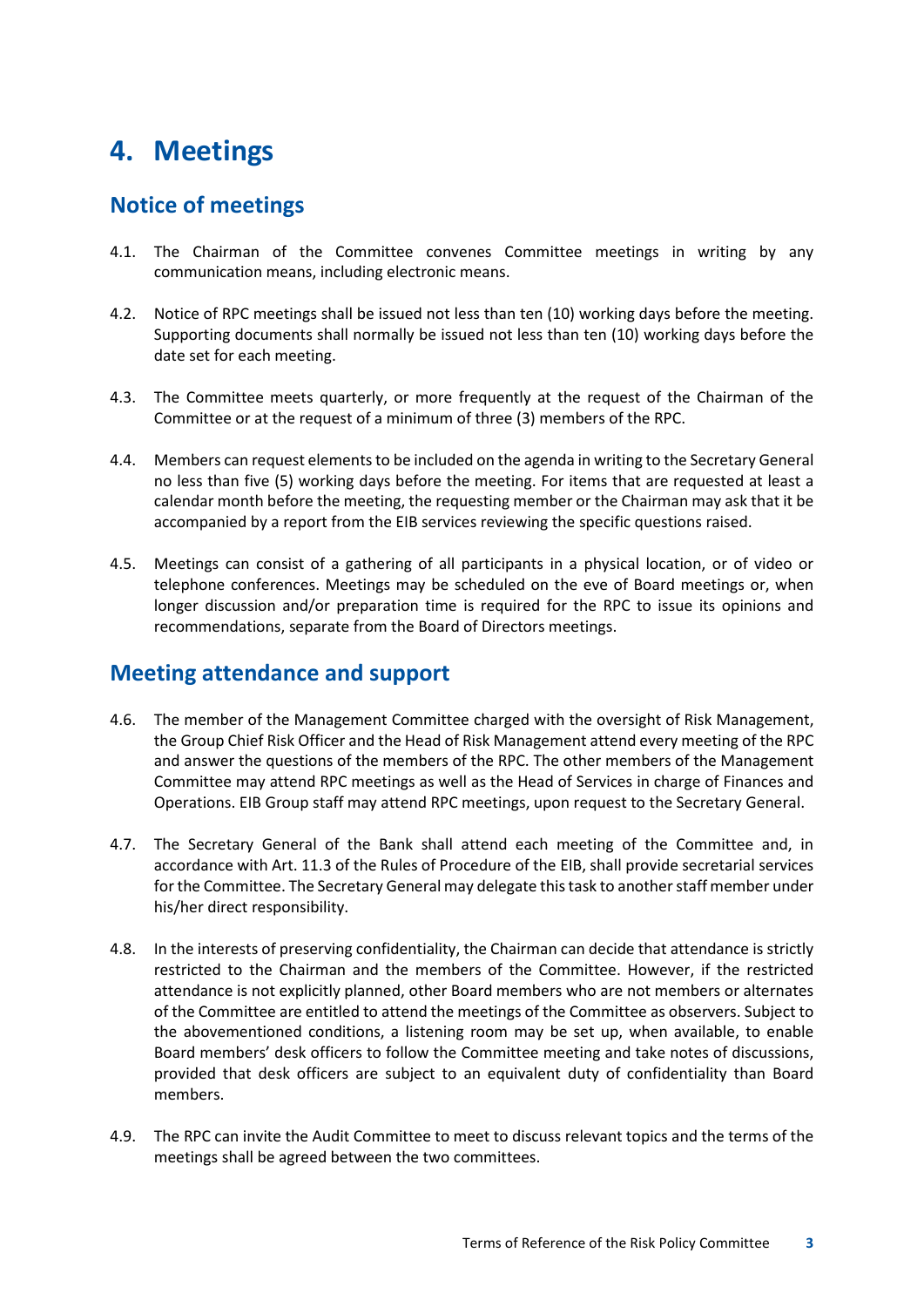# 4. Meetings

## Notice of meetings

4.1. The Chairman of the Committee convenes Committee meetings in writing by any communication means, including electronic means.

4.2. Notice of RPC meetings shall be issued not less than ten (10) working days before the meeting. Supporting documents shall normally be issued not less than ten (10) working days before the date set for each meeting.

4.3. The Committee meets quarterly, or more frequently at the request of the Chairman of the Committee or at the request of a minimum of three (3) members of the RPC.

4.4. Members can request elements to be included on the agenda in writing to the Secretary General no less than five (5) working days before the meeting. For items that are requested at least a calendar month before the meeting, the requesting member or the Chairman may ask that it be accompanied by a report from the EIB services reviewing the specific questions raised.

4.5. Meetings can consist of a gathering of all participants in a physical location, or of video or telephone conferences. Meetings may be scheduled on the eve of Board meetings or, when longer discussion and/or preparation time is required for the RPC to issue its opinions and recommendations, separate from the Board of Directors meetings.

## Meeting attendance and support

4.6. The member of the Management Committee charged with the oversight of Risk Management, the Group Chief Risk Officer and the Head of Risk Management attend every meeting of the RPC and answer the questions of the members of the RPC. The other members of the Management Committee may attend RPC meetings as well as the Head of Services in charge of Finances and Operations. EIB Group staff may attend RPC meetings, upon request to the Secretary General.

4.7. The Secretary General of the Bank shall attend each meeting of the Committee and, in accordance with Art. 11.3 of the Rules of Procedure of the EIB, shall provide secretarial services for the Committee. The Secretary General may delegate this task to another staff member under his/her direct responsibility.

4.8. In the interests of preserving confidentiality, the Chairman can decide that attendance is strictly restricted to the Chairman and the members of the Committee. However, if the restricted attendance is not explicitly planned, other Board members who are not members or alternates of the Committee are entitled to attend the meetings of the Committee as observers. Subject to the abovementioned conditions, a listening room may be set up, when available, to enable Board members' desk officers to follow the Committee meeting and take notes of discussions, provided that desk officers are subject to an equivalent duty of confidentiality than Board members.

4.9. The RPC can invite the Audit Committee to meet to discuss relevant topics and the terms of the meetings shall be agreed between the two committees.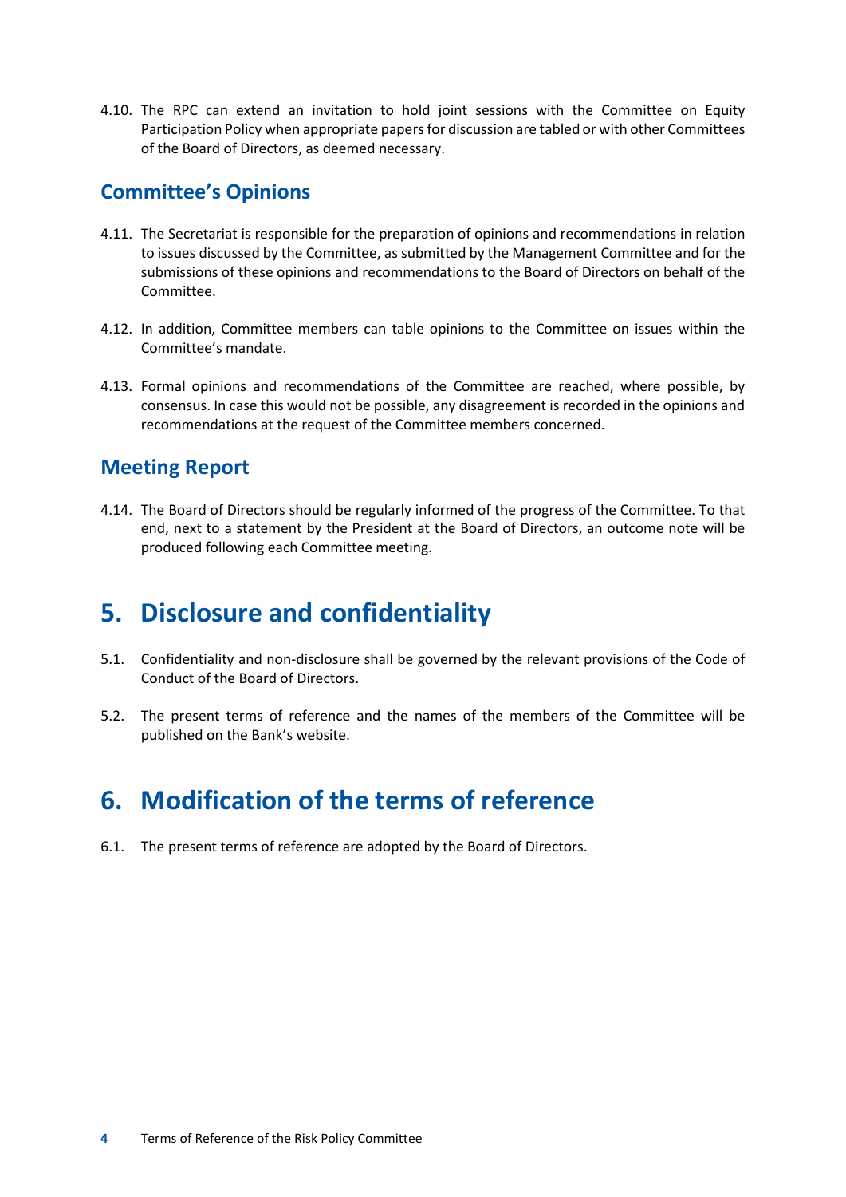4.10. The RPC can extend an invitation to hold joint sessions with the Committee on Equity Participation Policy when appropriate papers for discussion are tabled or with other Committees of the Board of Directors, as deemed necessary.

### Committee's Opinions

4.11. The Secretariat is responsible for the preparation of opinions and recommendations in relation to issues discussed by the Committee, as submitted by the Management Committee and for the submissions of these opinions and recommendations to the Board of Directors on behalf of the Committee.

4.12. In addition, Committee members can table opinions to the Committee on issues within the Committee's mandate.

4.13. Formal opinions and recommendations of the Committee are reached, where possible, by consensus. In case this would not be possible, any disagreement is recorded in the opinions and recommendations at the request of the Committee members concerned.

### Meeting Report

4.14. The Board of Directors should be regularly informed of the progress of the Committee. To that end, next to a statement by the President at the Board of Directors, an outcome note will be produced following each Committee meeting.

## 5. Disclosure and confidentiality

5.1. Confidentiality and non-disclosure shall be governed by the relevant provisions of the Code of Conduct of the Board of Directors.

5.2. The present terms of reference and the names of the members of the Committee will be published on the Bank's website.

## 6. Modification of the terms of reference

6.1. The present terms of reference are adopted by the Board of Directors.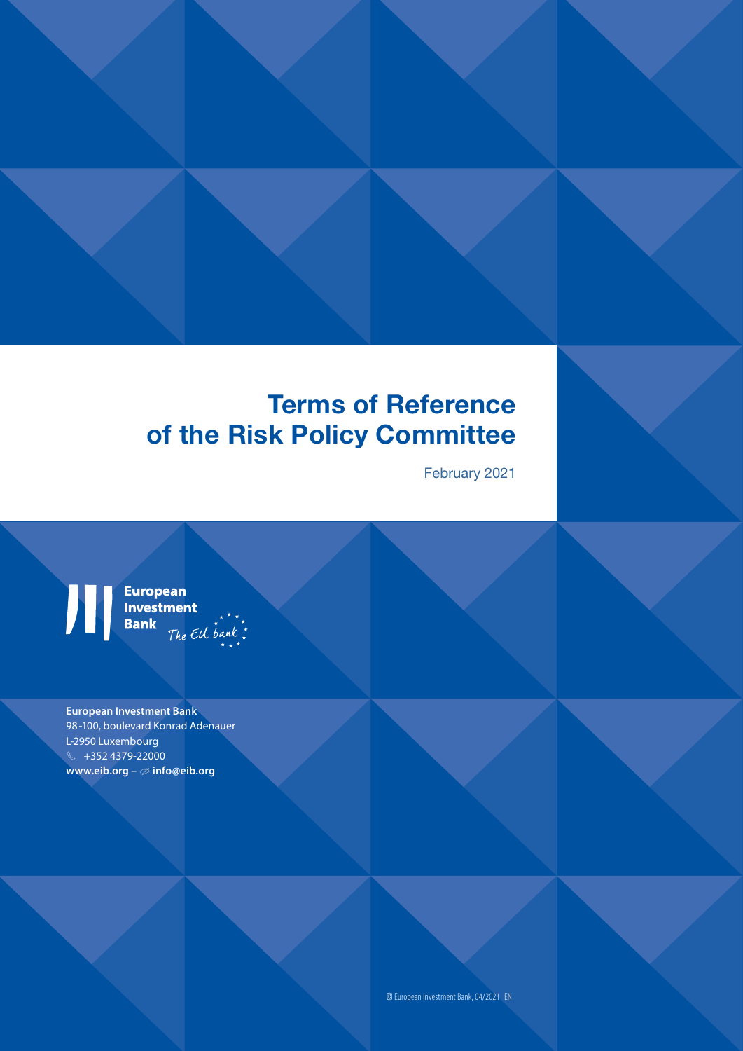# Terms of Reference of the Risk Policy Committee

February 2021

European Investment Bank

The EU bank

**European Investment Bank**
98-100, boulevard Konrad Adenauer
L-2950 Luxembourg
+352 4379-22000
**www.eib.org** – **info@eib.org**

© European Investment Bank, 04/2021 EN